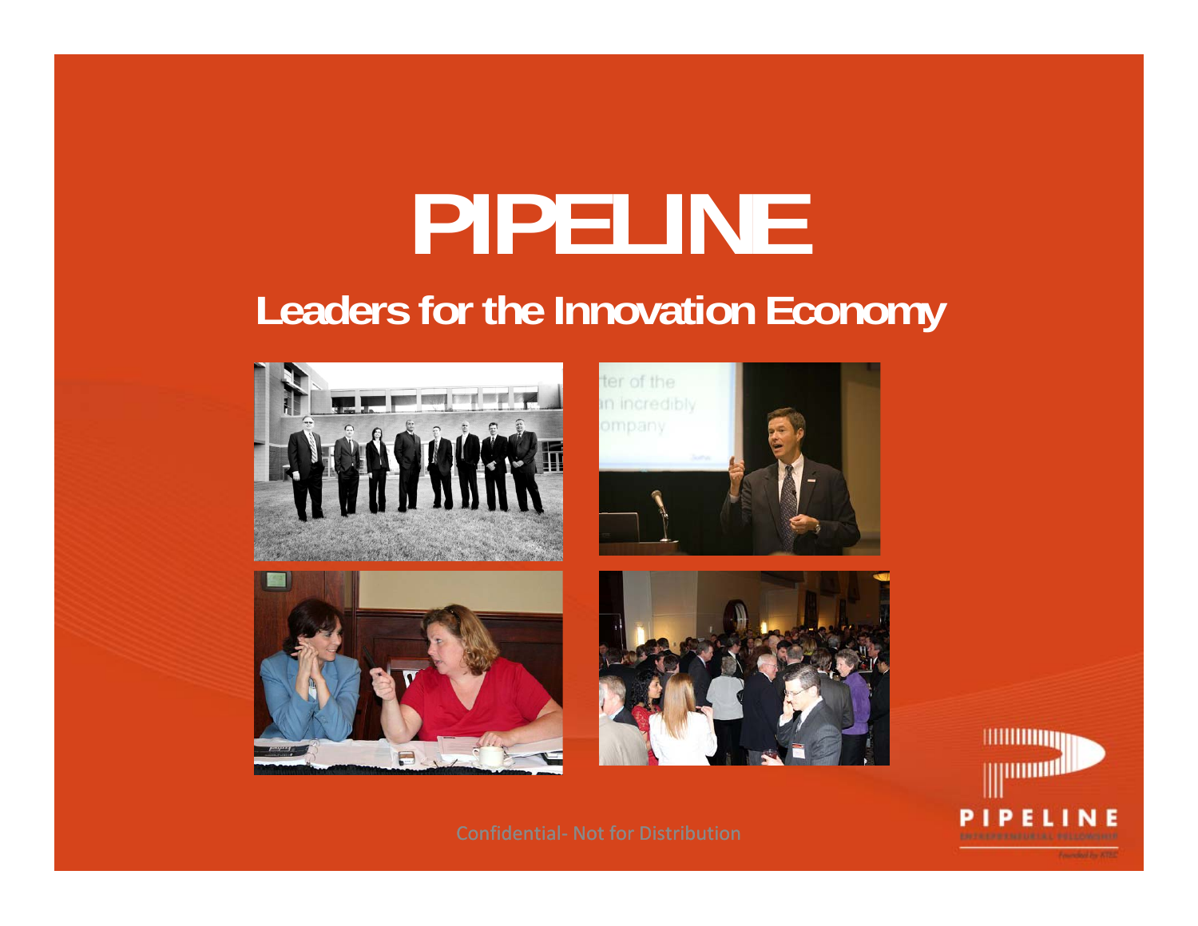# PIPELINE

## Leaders for the Innovation Economy

Confidential- Not for Distribution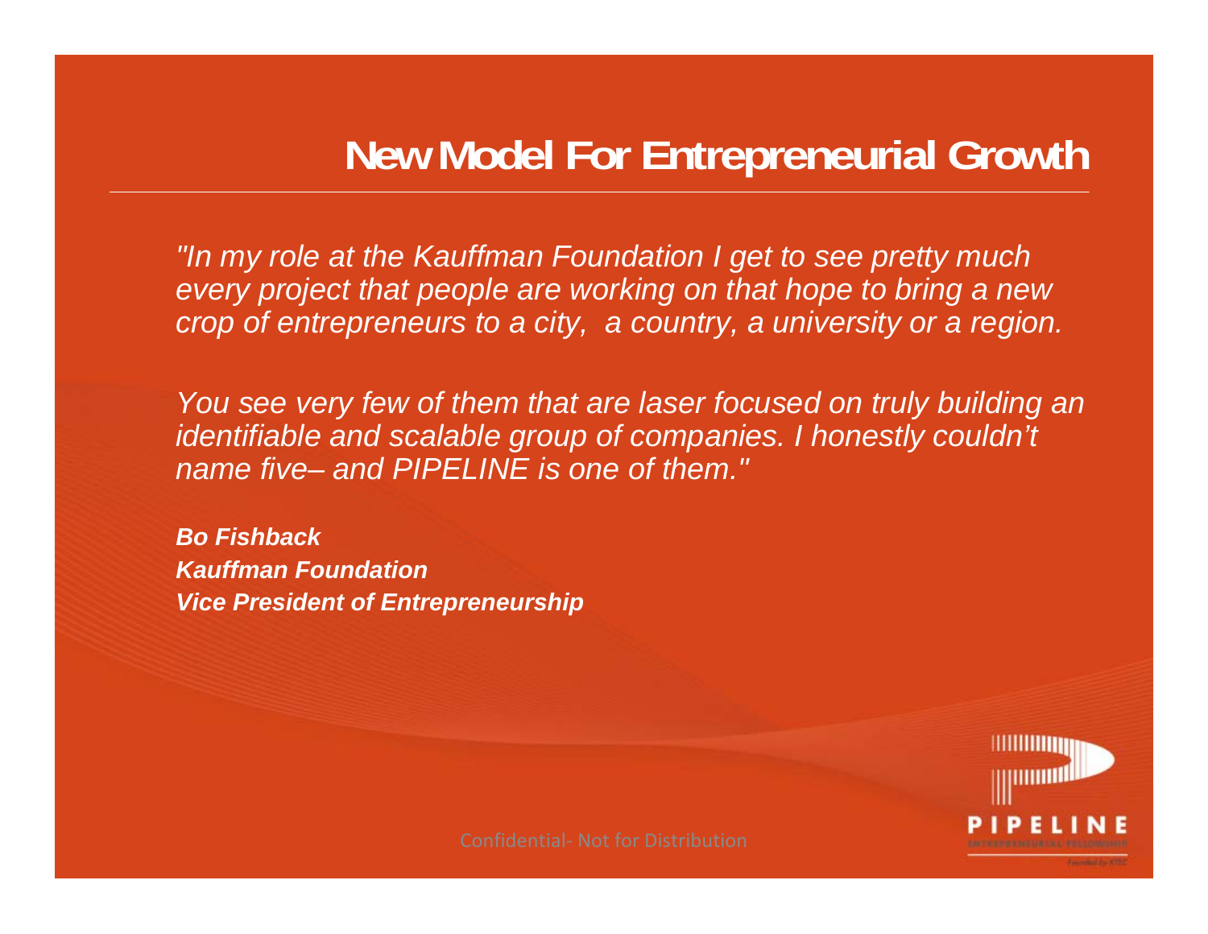# New Model For Entrepreneurial Growth

*"In my role at the Kauffman Foundation I get to see pretty much every project that people are working on that hope to bring a new crop of entrepreneurs to a city, a country, a university or a region.*

*You see very few of them that are laser focused on truly building an identifiable and scalable group of companies. I honestly couldn't name five– and PIPELINE is one of them."*

***Bo Fishback***
***Kauffman Foundation***
***Vice President of Entrepreneurship***

Confidential- Not for Distribution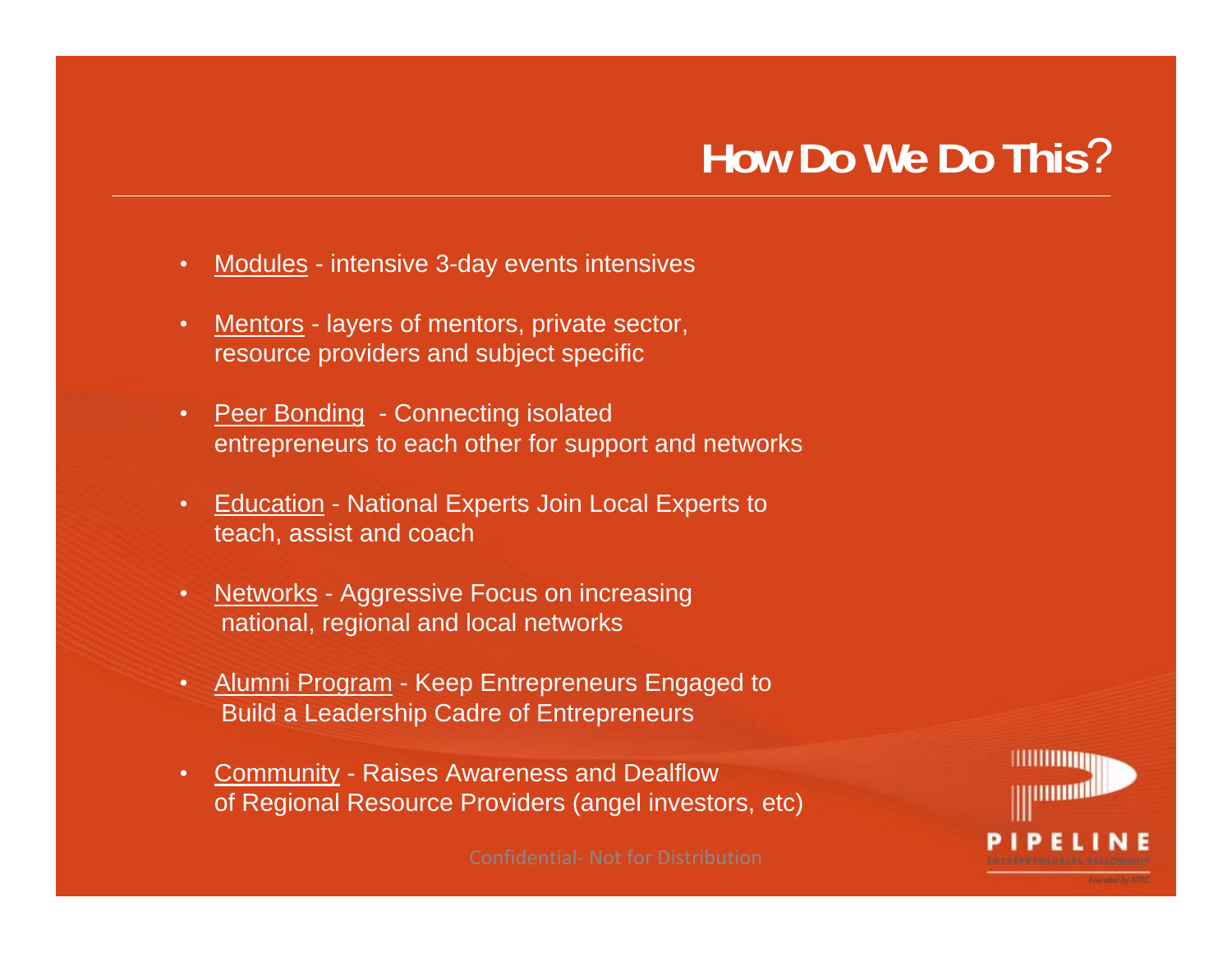# How Do We Do This?

- Modules - intensive 3-day events intensives
- Mentors - layers of mentors, private sector, resource providers and subject specific
- Peer Bonding - Connecting isolated entrepreneurs to each other for support and networks
- Education - National Experts Join Local Experts to teach, assist and coach
- Networks - Aggressive Focus on increasing national, regional and local networks
- Alumni Program - Keep Entrepreneurs Engaged to Build a Leadership Cadre of Entrepreneurs
- Community - Raises Awareness and Dealflow of Regional Resource Providers (angel investors, etc)

Confidential- Not for Distribution

PIPELINE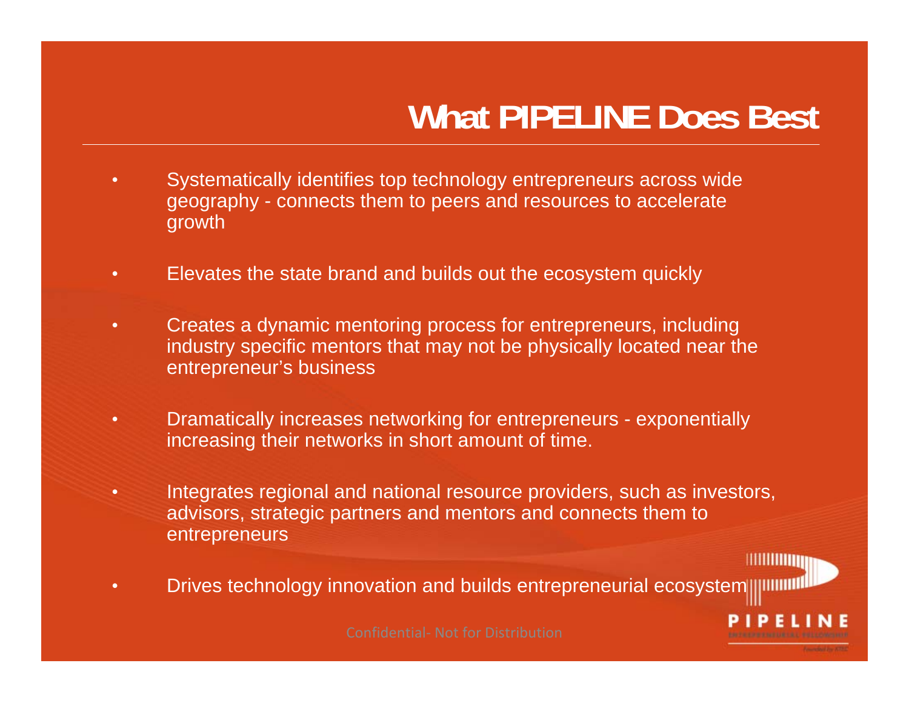# What PIPELINE Does Best

- Systematically identifies top technology entrepreneurs across wide geography - connects them to peers and resources to accelerate growth
- Elevates the state brand and builds out the ecosystem quickly
- Creates a dynamic mentoring process for entrepreneurs, including industry specific mentors that may not be physically located near the entrepreneur's business
- Dramatically increases networking for entrepreneurs - exponentially increasing their networks in short amount of time.
- Integrates regional and national resource providers, such as investors, advisors, strategic partners and mentors and connects them to entrepreneurs
- Drives technology innovation and builds entrepreneurial ecosystem

Confidential- Not for Distribution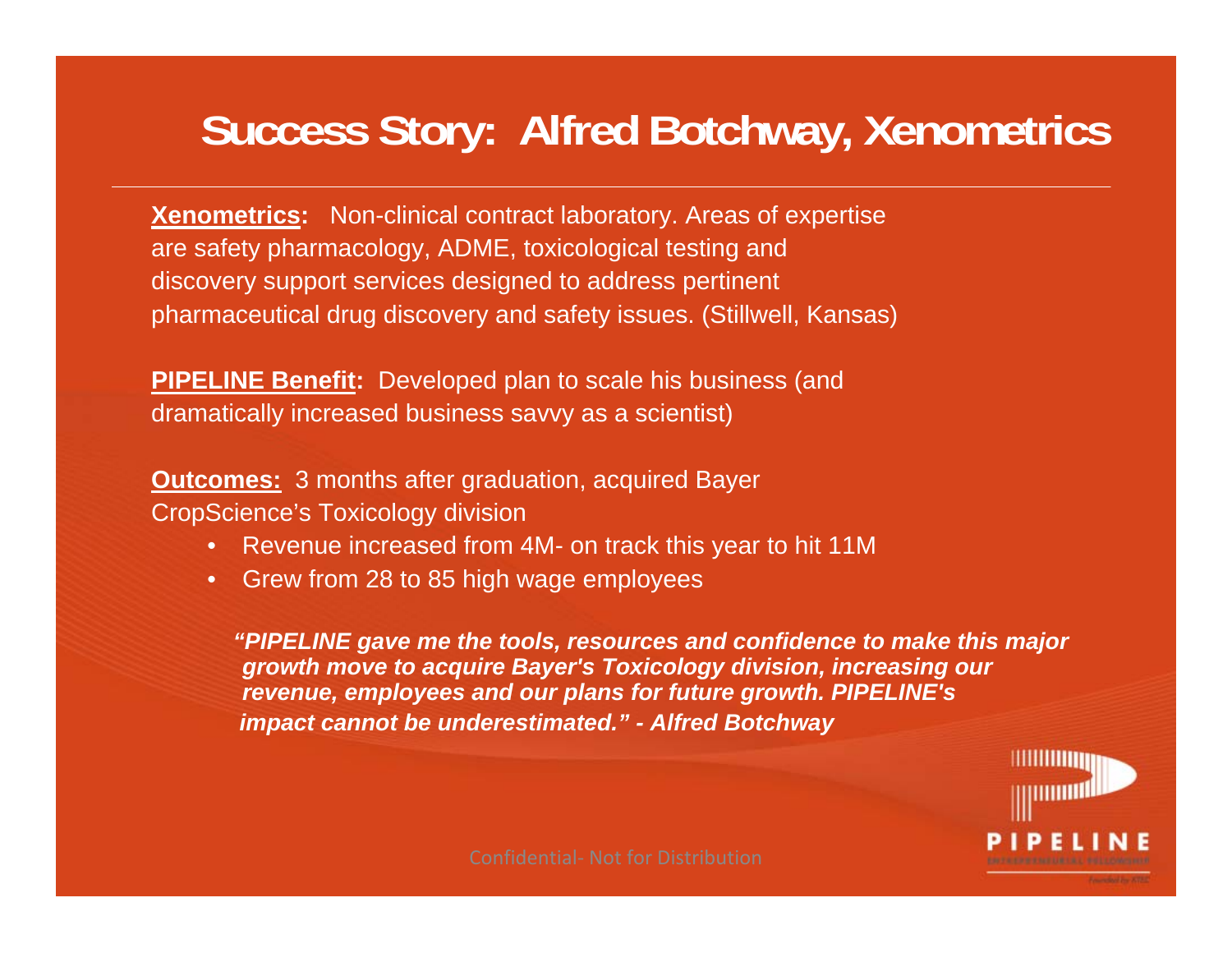# Success Story: Alfred Botchway, Xenometrics

**Xenometrics:** Non-clinical contract laboratory. Areas of expertise are safety pharmacology, ADME, toxicological testing and discovery support services designed to address pertinent pharmaceutical drug discovery and safety issues. (Stillwell, Kansas)

**PIPELINE Benefit:** Developed plan to scale his business (and dramatically increased business savvy as a scientist)

**Outcomes:** 3 months after graduation, acquired Bayer CropScience's Toxicology division

- Revenue increased from 4M- on track this year to hit 11M
- Grew from 28 to 85 high wage employees

***"PIPELINE gave me the tools, resources and confidence to make this major growth move to acquire Bayer's Toxicology division, increasing our revenue, employees and our plans for future growth. PIPELINE's impact cannot be underestimated." - Alfred Botchway***

Confidential- Not for Distribution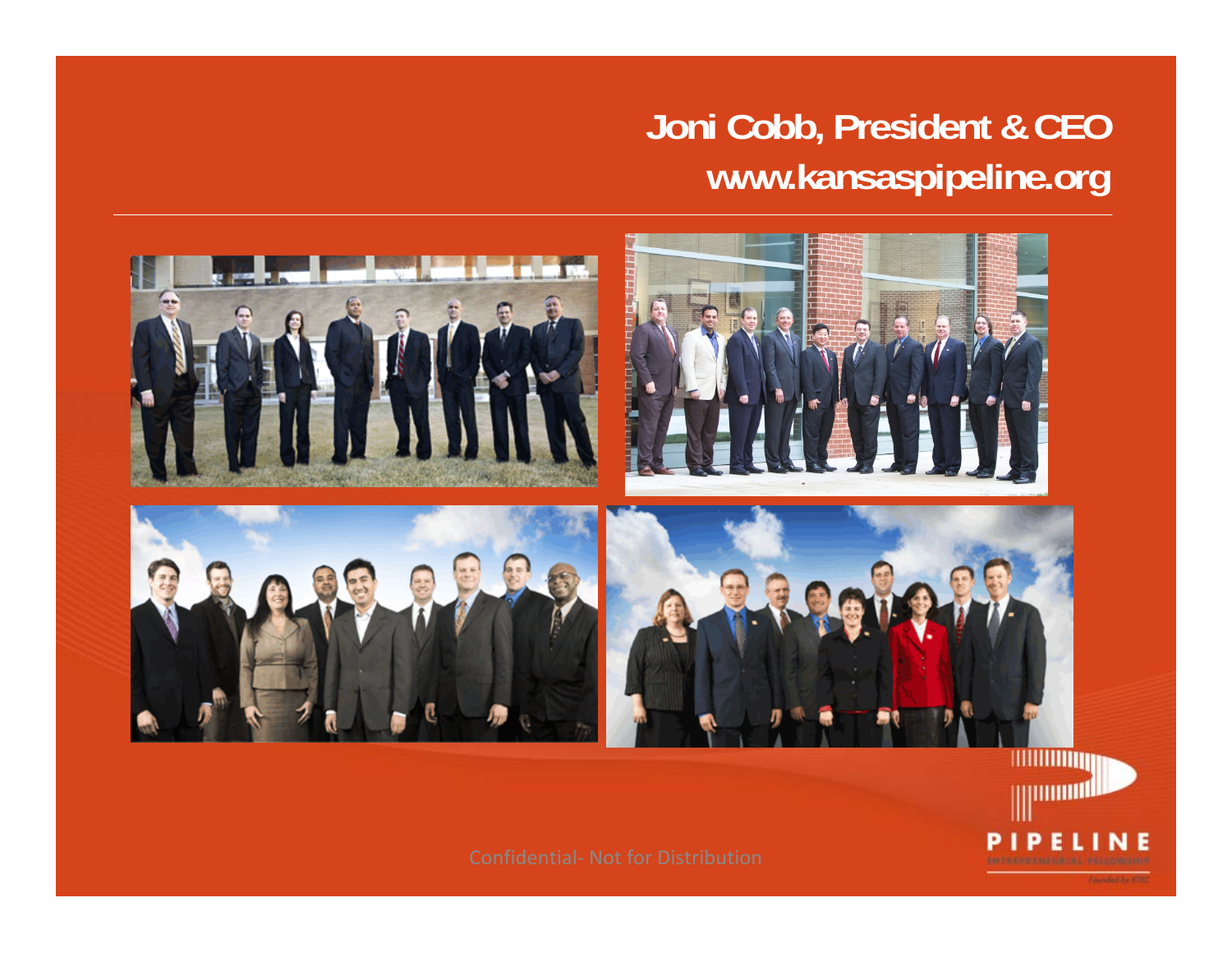**Joni Cobb, President & CEO**

**www.kansaspipeline.org**

Confidential- Not for Distribution

PIPELINE

ENTREPRENEURIAL FELLOWSHIP

Founded by KTEC